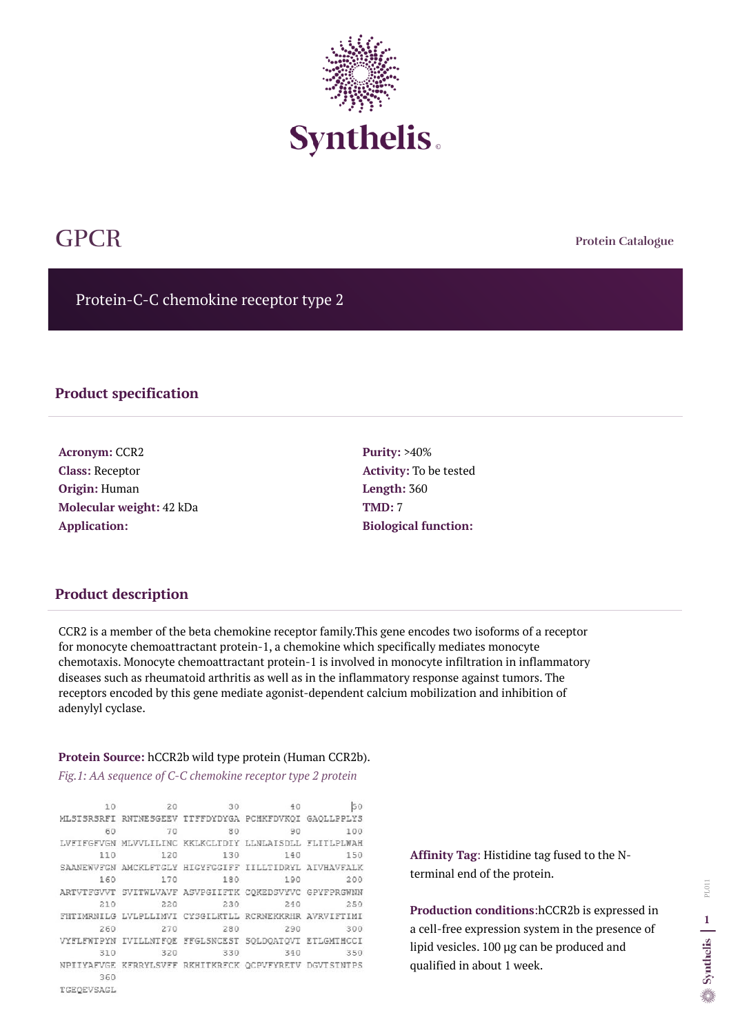# GPCR

Protein Catalogue

## Protein-C-C chemokine receptor type 2

### Product specification

**Acronym:** CCR2
**Class:** Receptor
**Origin:** Human
**Molecular weight:** 42 kDa
**Application:**

**Purity:** >40%
**Activity:** To be tested
**Length:** 360
**TMD:** 7
**Biological function:**

### Product description

CCR2 is a member of the beta chemokine receptor family.This gene encodes two isoforms of a receptor for monocyte chemoattractant protein-1, a chemokine which specifically mediates monocyte chemotaxis. Monocyte chemoattractant protein-1 is involved in monocyte infiltration in inflammatory diseases such as rheumatoid arthritis as well as in the inflammatory response against tumors. The receptors encoded by this gene mediate agonist-dependent calcium mobilization and inhibition of adenylyl cyclase.

**Protein Source:** hCCR2b wild type protein (Human CCR2b).

*Fig.1: AA sequence of C-C chemokine receptor type 2 protein*

```
        10         20         30         40         50
MLSTSRSRFI RNTNESGEEV TTFFDYDYGA PCHKFDVKQI GAQLLPPLYS
        60         70         80         90        100
LVFIFGFVGN MLVVLILINC KKLKCLTDIY LLNLAISDLL FLITLPLWAH
       110        120        130        140        150
SAANEWVFGN AMCKLFTGLY HIGYFGGIFF IILLTIDRYL AIVHAVFALK
       160        170        180        190        200
ARTVTFGVVT SVITWLVAVF ASVPGIIFTK CQKEDSVYVC GPYFPRGWNN
       210        220        230        240        250
FHTIMRNILG LVLPLLIMVI CYSGILKTLL RCRNEKKRHR AVRVIFTIMI
       260        270        280        290        300
VYFLFWTPYN IVILLNTFQE FFGLSNCEST SQLDQATQVT ETLGMTHCCI
       310        320        330        340        350
NPIIYAFVGE KFRRYLSVFF RKHITKRFCK QCPVFYRETV DGVTSTNTPS
       360
TGEQEVSAGL
```

**Affinity Tag**: Histidine tag fused to the N-terminal end of the protein.

**Production conditions**:hCCR2b is expressed in a cell-free expression system in the presence of lipid vesicles. 100 µg can be produced and qualified in about 1 week.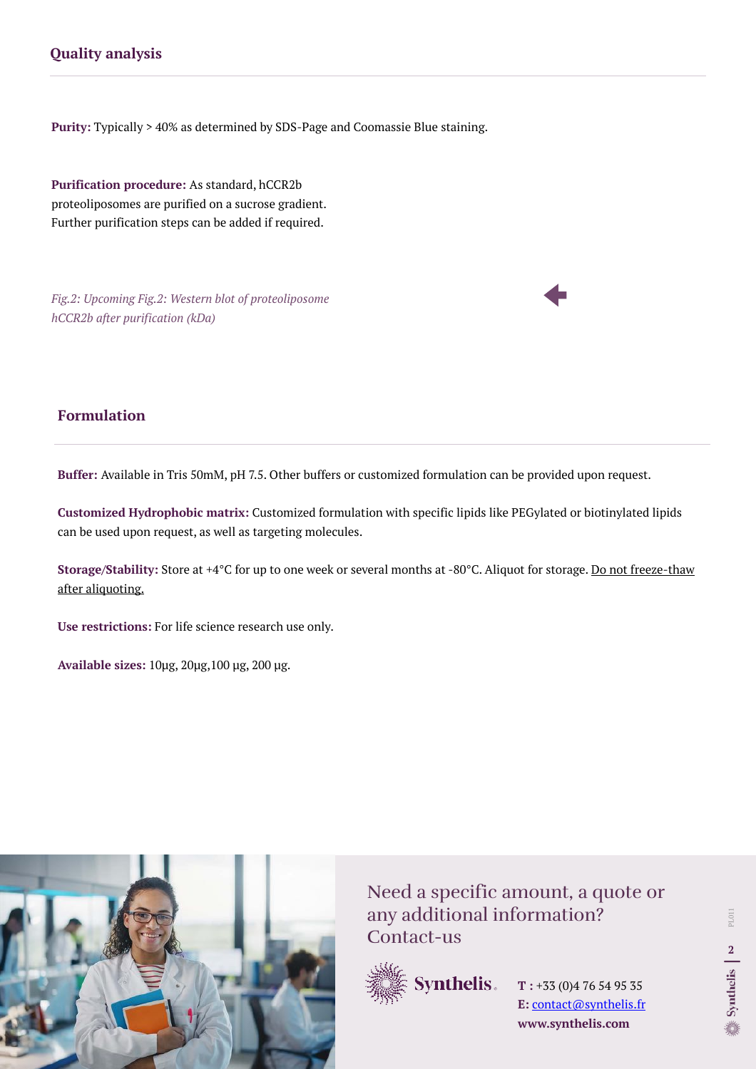## Quality analysis

**Purity:** Typically > 40% as determined by SDS-Page and Coomassie Blue staining.

**Purification procedure:** As standard, hCCR2b proteoliposomes are purified on a sucrose gradient. Further purification steps can be added if required.

*Fig.2: Upcoming Fig.2: Western blot of proteoliposome hCCR2b after purification (kDa)*

## Formulation

**Buffer:** Available in Tris 50mM, pH 7.5. Other buffers or customized formulation can be provided upon request.

**Customized Hydrophobic matrix:** Customized formulation with specific lipids like PEGylated or biotinylated lipids can be used upon request, as well as targeting molecules.

**Storage/Stability:** Store at +4°C for up to one week or several months at -80°C. Aliquot for storage. Do not freeze-thaw after aliquoting.

**Use restrictions:** For life science research use only.

**Available sizes:** 10µg, 20µg,100 µg, 200 µg.

Need a specific amount, a quote or any additional information? Contact-us

Synthelis

**T :** +33 (0)4 76 54 95 35
**E:** contact@synthelis.fr
**www.synthelis.com**